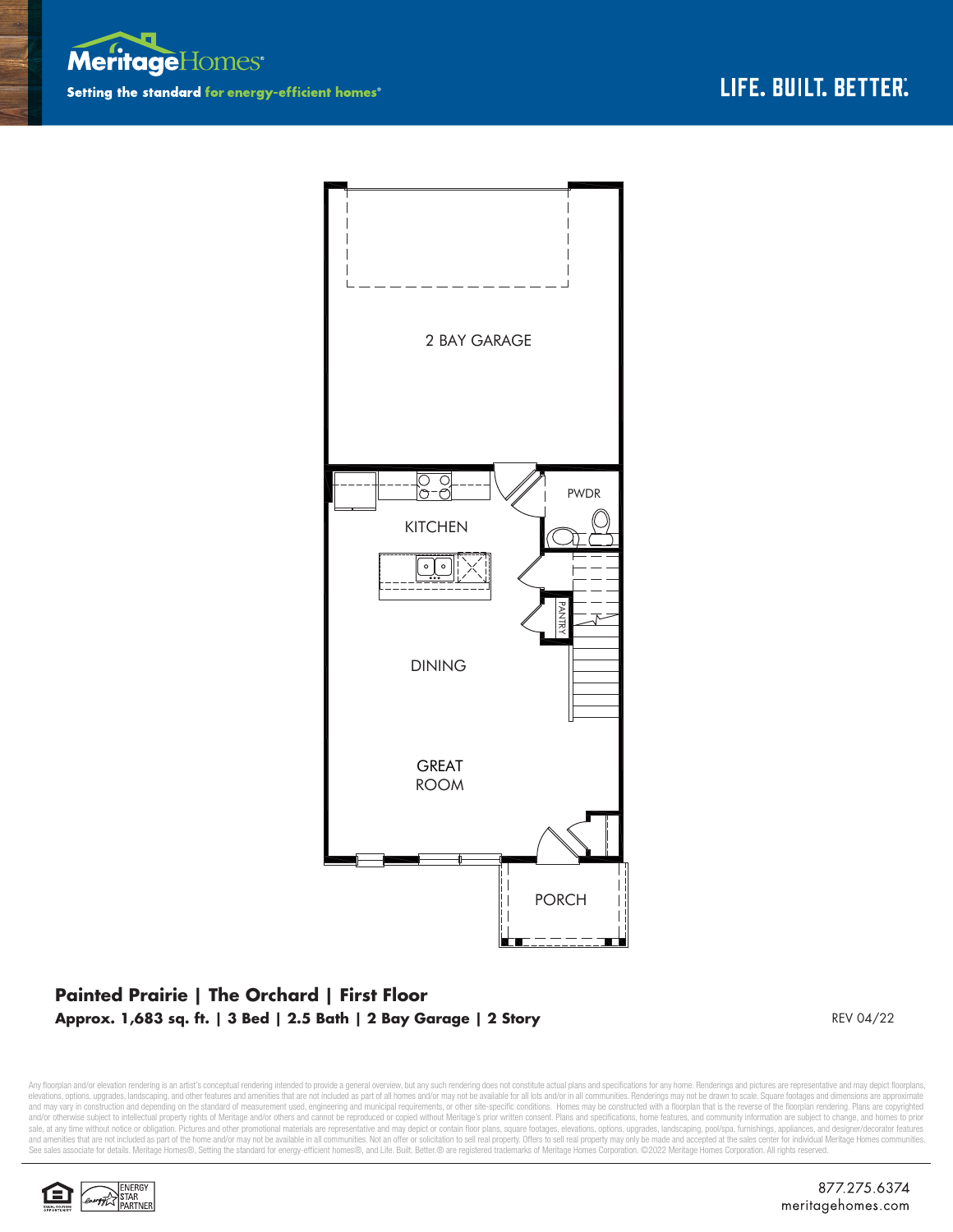Meritage Homes®

Setting the standard for energy-efficient homes®

LIFE. BUILT. BETTER.®

2 BAY GARAGE

KITCHEN

PWDR

PANTRY

DINING

GREAT ROOM

PORCH

**Painted Prairie | The Orchard | First Floor**

**Approx. 1,683 sq. ft. | 3 Bed | 2.5 Bath | 2 Bay Garage | 2 Story**

REV 04/22

Any floorplan and/or elevation rendering is an artist's conceptual rendering intended to provide a general overview, but any such rendering does not constitute actual plans and specifications for any home. Renderings and pictures are representative and may depict floorplans, elevations, options, upgrades, landscaping, and other features and amenities that are not included as part of all homes and/or may not be available for all lots and/or in all communities. Renderings may not be drawn to scale. Square footages and dimensions are approximate and may vary in construction and depending on the standard of measurement used, engineering and municipal requirements, or other site-specific conditions. Homes may be constructed with a floorplan that is the reverse of the floorplan rendering. Plans are copyrighted and/or otherwise subject to intellectual property rights of Meritage and/or others and cannot be reproduced or copied without Meritage's prior written consent. Plans and specifications, home features, and community information are subject to change, and homes to prior sale, at any time without notice or obligation. Pictures and other promotional materials are representative and may depict or contain floor plans, square footages, elevations, options, upgrades, landscaping, pool/spa, furnishings, appliances, and designer/decorator features and amenities that are not included as part of the home and/or may not be available in all communities. Not an offer or solicitation to sell real property. Offers to sell real property may only be made and accepted at the sales center for individual Meritage Homes communities. See sales associate for details. Meritage Homes®, Setting the standard for energy-efficient homes®, and Life. Built. Better.® are registered trademarks of Meritage Homes Corporation. ©2022 Meritage Homes Corporation. All rights reserved.

ENERGY STAR PARTNER

877.275.6374
meritagehomes.com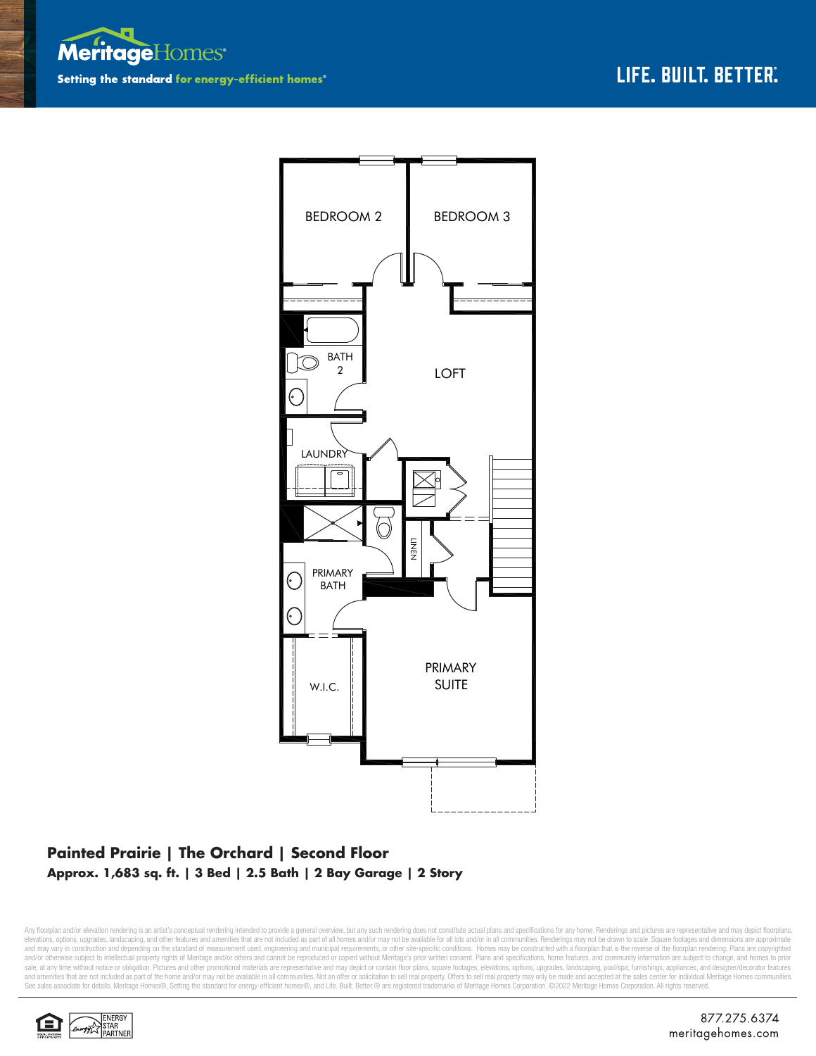MeritageHomes®

Setting the standard for energy-efficient homes®

LIFE. BUILT. BETTER.®

BEDROOM 2

BEDROOM 3

BATH 2

LOFT

LAUNDRY

LINEN

PRIMARY BATH

PRIMARY SUITE

W.I.C.

**Painted Prairie | The Orchard | Second Floor**

**Approx. 1,683 sq. ft. | 3 Bed | 2.5 Bath | 2 Bay Garage | 2 Story**

Any floorplan and/or elevation rendering is an artist's conceptual rendering intended to provide a general overview, but any such rendering does not constitute actual plans and specifications for any home. Renderings and pictures are representative and may depict floorplans, elevations, options, upgrades, landscaping, and other features and amenities that are not included as part of all homes and/or may not be available for all lots and/or in all communities. Renderings may not be drawn to scale. Square footages and dimensions are approximate and may vary in construction and depending on the standard of measurement used, engineering and municipal requirements, or other site-specific conditions. Homes may be constructed with a floorplan that is the reverse of the floorplan rendering. Plans are copyrighted and/or otherwise subject to intellectual property rights of Meritage and/or others and cannot be reproduced or copied without Meritage's prior written consent. Plans and specifications, home features, and community information are subject to change, and homes to prior sale, at any time without notice or obligation. Pictures and other promotional materials are representative and may depict or contain floor plans, square footages, elevations, options, upgrades, landscaping, pool/spa, furnishings, appliances, and designer/decorator features and amenities that are not included as part of the home and/or may not be available in all communities. Not an offer or solicitation to sell real property. Offers to sell real property may only be made and accepted at the sales center for individual Meritage Homes communities. See sales associate for details. Meritage Homes®, Setting the standard for energy-efficient homes®, and Life. Built. Better.® are registered trademarks of Meritage Homes Corporation. ©2022 Meritage Homes Corporation. All rights reserved.

ENERGY STAR PARTNER

877.275.6374
meritagehomes.com